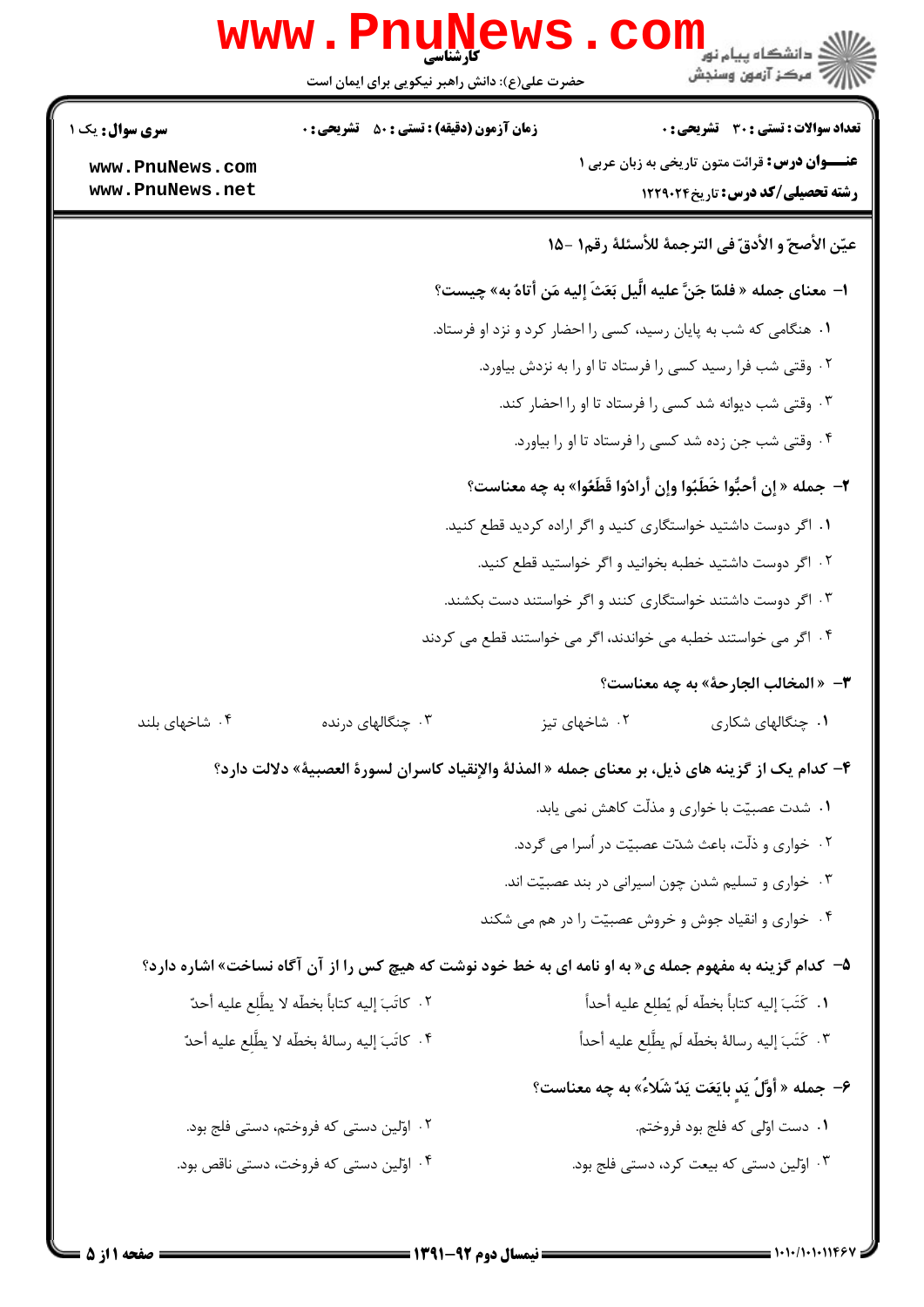**سری سؤال:** یک ۱

**زمان آزمون (دقیقه) : تستی : ۵۰ تشریحی : ۰**

**تعداد سوالات : تستی : ۳۰ تشریحی : ۰**

**عنـــوان درس:** قرائت متون تاریخی به زبان عربی ۱

**رشته تحصیلی/کد درس:** تاریخ ۱۲۲۹۰۲۴

**عیّن الأصحّ و الأدقّ في الترجمة للأسئلة رقم۱ -۱۵**

**۱- معنای جمله « فلمّا جَنَّ علیه الّیل بَعَثَ إلیه مَن أتاهُ به» چیست؟**

۱. هنگامی که شب به پایان رسید، کسی را احضار کرد و نزد او فرستاد.

۲. وقتی شب فرا رسید کسی را فرستاد تا او را به نزدش بیاورد.

۳. وقتی شب دیوانه شد کسی را فرستاد تا او را احضار کند.

۴. وقتی شب جن زده شد کسی را فرستاد تا او را بیاورد.

**۲- جمله « إن أحبُّوا خَطَبُوا وإن أرادُوا قَطَعُوا» به چه معناست؟**

۱. اگر دوست داشتید خواستگاری کنید و اگر اراده کردید قطع کنید.

۲. اگر دوست داشتید خطبه بخوانید و اگر خواستید قطع کنید.

۳. اگر دوست داشتند خواستگاری کنند و اگر خواستند دست بکشند.

۴. اگر می خواستند خطبه می خواندند، اگر می خواستند قطع می کردند

**۳- « المخالب الجارحة» به چه معناست؟**

۱. چنگالهای شکاری

۲. شاخهای تیز

۳. چنگالهای درنده

۴. شاخهای بلند

**۴- کدام یک از گزینه های ذیل، بر معنای جمله « المذلة والإنقیاد کاسران لسورة العصبیة» دلالت دارد؟**

۱. شدت عصبیّت با خواری و مذلّت کاهش نمی یابد.

۲. خواری و ذلّت، باعث شدّت عصبیّت در أسرا می گردد.

۳. خواری و تسلیم شدن چون اسیرانی در بند عصبیّت اند.

۴. خواری و انقیاد جوش و خروش عصبیّت را در هم می شکند

**۵- کدام گزینه به مفهوم جمله ی« به او نامه ای به خط خود نوشت که هیچ کس را از آن آگاه نساخت» اشاره دارد؟**

۱. کَتَبَ إلیه کتاباً بخطّه لَم یُطلِع علیه أحداً

۲. کاتَبَ إلیه کتاباً بخطّه لا یطَّلِع علیه أحدٌ

۳. کَتَبَ إلیه رسالة بخطّه لَم یطَّلِع علیه أحداً

۴. کاتَبَ إلیه رسالة بخطّه لا یطَّلِع علیه أحدٌ

**۶- جمله « أوّلُ یَدٍ بایَعَت یَدٌ شَلاءُ» به چه معناست؟**

۱. دست اوّلی که فلج بود فروختم.

۲. اوّلین دستی که فروختم، دستی فلج بود.

۳. اوّلین دستی که بیعت کرد، دستی فلج بود.

۴. اوّلین دستی که فروخت، دستی ناقص بود.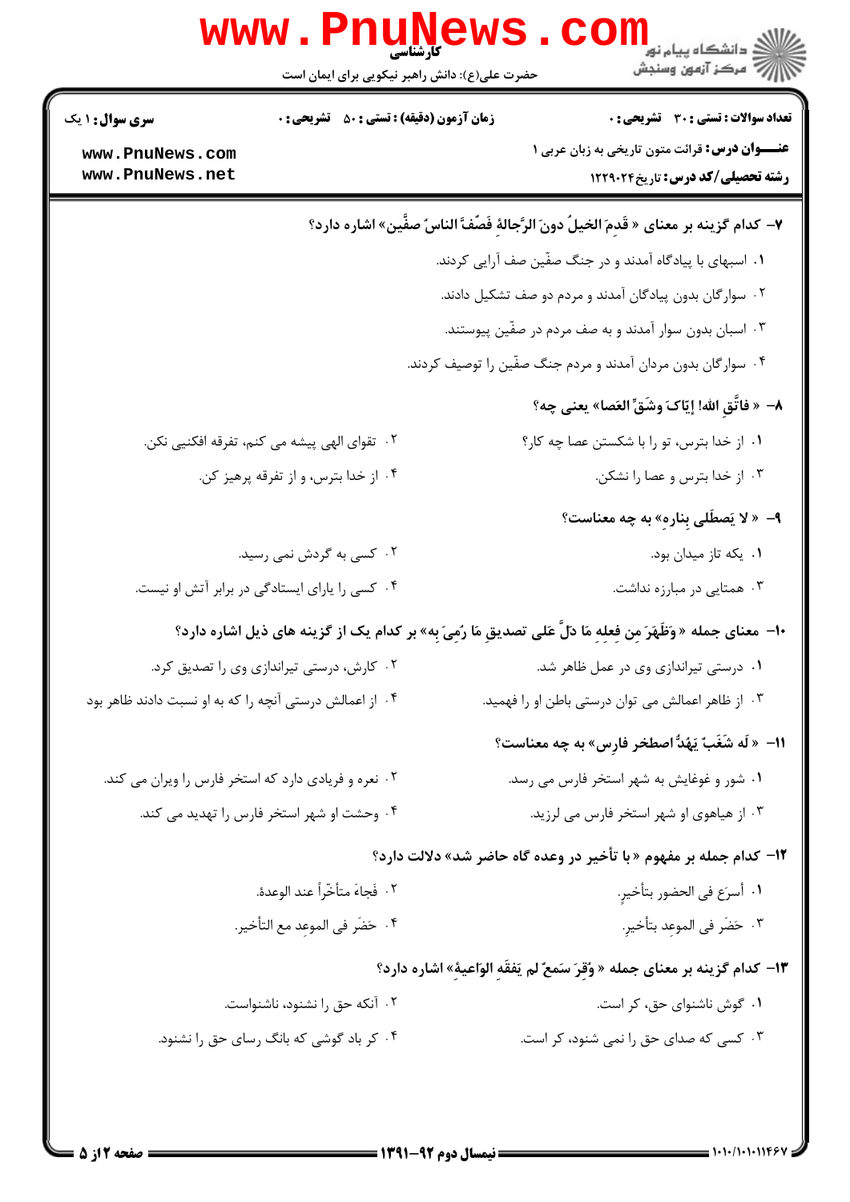**سری سوال: ۱ یک** | **زمان آزمون (دقیقه): تستی: ۵۰ تشریحی: ۰** | **تعداد سوالات: تستی: ۳۰ تشریحی: ۰**

**عنـــوان درس:** قرائت متون تاریخی به زبان عربی ۱

**رشته تحصیلی/کد درس:** تاریخ ۱۲۲۹۰۲۴

**۷-** کدام گزینه بر معنای « قَدِمَ الخیلُ دونَ الرَّجالةِ فَصَّفَ الناسُ صِفّین» اشاره دارد؟

۱. اسبهای با پیادگاه آمدند و در جنگ صفّین صف آرایی کردند.

۲. سوارگان بدون پیادگان آمدند و مردم دو صف تشکیل دادند.

۳. اسبان بدون سوار آمدند و به صف مردم در صفّین پیوستند.

۴. سوارگان بدون مردان آمدند و مردم جنگ صفّین را توصیف کردند.

**۸-** « فاتَّقِ اللهَ! إیّاکَ وشَقَّ العَصا» یعنی چه؟

۱. از خدا بترس، تو را با شکستن عصا چه کار؟

۲. تقوای الهی پیشه می کنم، تفرقه افکنیی نکن.

۳. از خدا بترس و عصا را نشکن.

۴. از خدا بترس، و از تفرقه پرهیز کن.

**۹-** « لا یَصطَلی بِنارهِ» به چه معناست؟

۱. یکه تاز میدان بود.

۲. کسی به گردش نمی رسید.

۳. همتایی در مبارزه نداشت.

۴. کسی را یارای ایستادگی در برابر آتش او نیست.

**۱۰-** معنای جمله « وَظَهَرَ مِن فِعلِهِ مَا دلَّ علی تصدیقِ مَا رُمِیَ بِه» بر کدام یک از گزینه های ذیل اشاره دارد؟

۱. درستی تیراندازی وی در عمل ظاهر شد.

۲. کارش، درستی تیراندازی وی را تصدیق کرد.

۳. از ظاهر اعمالش می توان درستی باطن او را فهمید.

۴. از اعمالش درستی آنچه را که به او نسبت دادند ظاهر بود

**۱۱-** « لَه شَغَبٌ یَهُدُّ اصطخر فارِس» به چه معناست؟

۱. شور و غوغایش به شهر استخر فارس می رسد.

۲. نعره و فریادی دارد که استخر فارس را ویران می کند.

۳. از هیاهوی او شهر استخر فارس می لرزید.

۴. وحشت او شهر استخر فارس را تهدید می کند.

**۱۲-** کدام جمله بر مفهوم « با تأخیر در وعده گاه حاضر شد» دلالت دارد؟

۱. أسرَعَ فی الحضور بتأخیرٍ.

۲. فَجاءَ متأخّراً عند الوعدة.

۳. حَضَرَ فی الموعِدِ بتأخیرٍ.

۴. حَضَرَ فی الموعِدِ مع التأخیر.

**۱۳-** کدام گزینه بر معنای جمله « وُقِرَ سَمعٌ لم یَفقَهِ الوَاعیةُ» اشاره دارد؟

۱. گوش ناشنوای حق، کر است.

۲. آنکه حق را نشنود، ناشنواست.

۳. کسی که صدای حق را نمی شنود، کر است.

۴. کر باد گوشی که بانگ رسای حق را نشنود.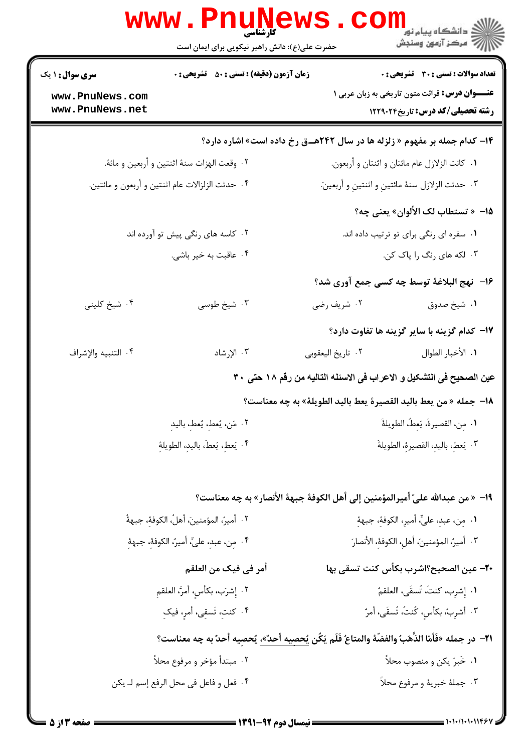۱۴– کدام جمله بر مفهوم « زلزله ها در سال ۲۴۲هـق رخ داده است» اشاره دارد؟

۱. کانت الزلازل عام مائتان و اثنتان و أربعون.

۲. وقعت الهزات سنة اثنتین و أربعین و مائة.

۳. حدثت الزلازل سنة مائتینِ و اثنتینِ و أربعینَ.

۴. حدثت الزلزالات عام اثنتین و أربعون و مائتین.

۱۵– « تستطاب لک الألوان» یعنی چه؟

۱. سفره ای رنگی برای تو ترتیب داده اند.

۲. کاسه های رنگی پیش تو آورده اند

۳. لکه های رنگ را پاک کن.

۴. عاقبت به خیر باشی.

۱۶– نهج البلاغة توسط چه کسی جمع آوری شد؟

۱. شیخ صدوق

۲. شریف رضی

۳. شیخ طوسی

۴. شیخ کلینی

۱۷– کدام گزینه با سایر گزینه ها تفاوت دارد؟

۱. الأخبار الطوال

۲. تاریخ الیعقوبی

۳. الإرشاد

۴. التنبیه والإشراف

عین الصحیح فی التشکیل و الاعراب فی الاسئله التالیه من رقم ۱۸ حتی ۳۰

۱۸– جمله « من یعط بالید القصیرة یعط بالید الطویلة» به چه معناست؟

۱. مِن، القصیرةَ، یَعطُ، الطویلةَ

۲. مَن، یُعطِ، یُعطِ، بالیدِ

۳. یُعطِ، بالیدِ، القصیرةِ، الطویلةَ

۴. یُعطِ، یُعطَ، بالیدِ، الطویلةِ

۱۹– « من عبدالله علیّ أمیرالمؤمنین إلی أهل الکوفة جبهة الأنصار» به چه معناست؟

۱. مِن، عبدِ، علیٍّ، أمیرِ، الکوفةِ، جبهةِ

۲. أمیرُ، المؤمنینَ، أهلُ، الکوفةِ، جبهةُ

۳. أمیرُ، المؤمنینَ، أهلِ، الکوفةِ، الأنصارَ

۴. مِن، عبدِ، علیٍّ، أمیرُ، الکوفةِ، جبهةَ

۲۰– عین الصحیح؟اشرب بکأس کنت تسقی بها أمر فی فیک من العلقم

۱. إشرِب، کنتَ، تُسقَی، االعلقمُ

۲. إشرَب، بکأسٍ، أمَرَّ، العلقمِ

۳. أشرِبُ، بکأسٍ، کُنتُ، تُسقَی، أمرٌ

۴. کنتَ، تَسقِی، أمرِ، فیکِ

۲۱– در جمله «فَأمّا الذَّهَبُ والفضّة والمتاعُ فَلَم یَکُن یُحصِیه أحدٌ»، یُحصِیه أحدٌ به چه معناست؟

۱. خَبرٌ یکن و منصوب محلاً

۲. مبتدأ مؤخر و مرفوع محلاً

۳. جملة خبریة و مرفوع محلاً

۴. فعل و فاعل فی محل الرفع إسم لـ یکن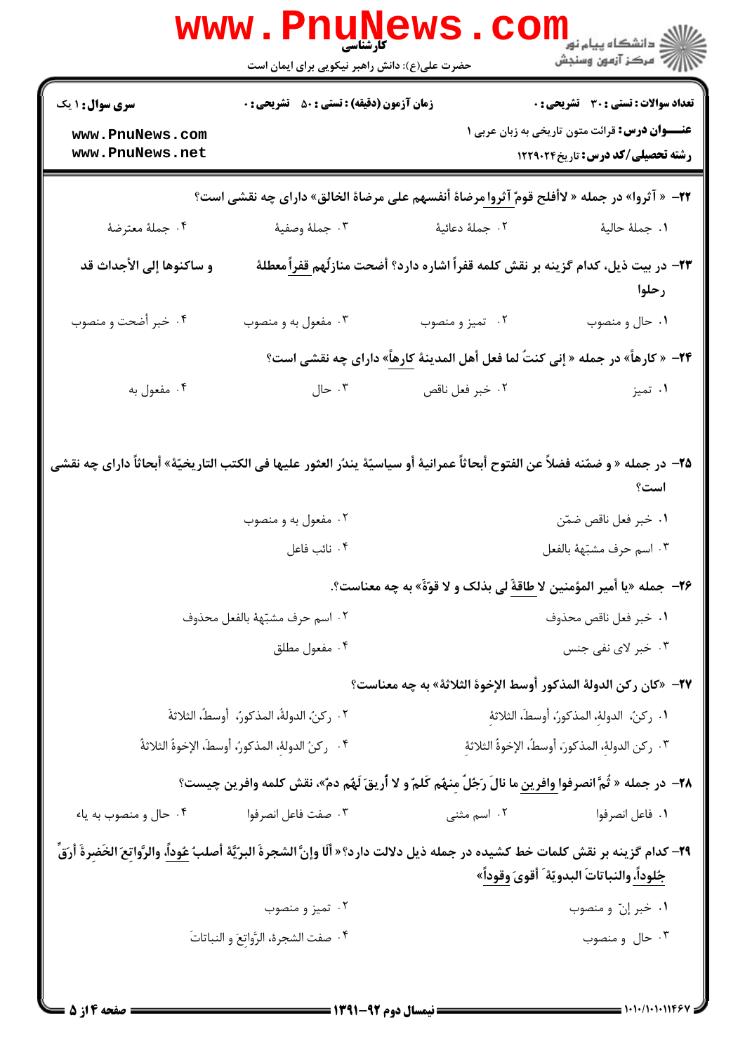۲۲- « آثروا» در جمله « لأفلح قومٌ آثروا مرضاةَ أنفسهم على مرضاة الخالق» دارای چه نقشی است؟

۱. جملة حالية
۲. جملة دعائية
۳. جملة وصفية
۴. جملة معترضة

۲۳- در بیت ذیل، کدام گزینه بر نقش کلمه قفراً اشاره دارد؟ أضحت منازلُهم قفراً معطلةً و ساكنوها إلى الأجداث قد رحلوا

۱. حال و منصوب
۲. تمیز و منصوب
۳. مفعول به و منصوب
۴. خبر أضحت و منصوب

۲۴- « كارهاً» در جمله « إنى كنتُ لما فعل أهل المدينة كارهاً» دارای چه نقشی است؟

۱. تمیز
۲. خبر فعل ناقص
۳. حال
۴. مفعول به

۲۵- در جمله « و ضمّنه فضلاً عن الفتوح أبحاثاً عمرانية أو سياسيّة يندُر العثور عليها فى الكتب التاريخيّة» أبحاثاً دارای چه نقشی است؟

۱. خبر فعل ناقص ضمّن
۲. مفعول به و منصوب
۳. اسم حرف مشبّهة بالفعل
۴. نائب فاعل

۲۶- جمله «يا أمير المؤمنين لا طاقةَ لی بذلک و لا قوّةَ» به چه معناست؟.

۱. خبر فعل ناقص محذوف
۲. اسم حرف مشبّهة بالفعل محذوف
۳. خبر لای نفی جنس
۴. مفعول مطلق

۲۷- «كان ركن الدولة المذكور أوسط الإخوة الثلاثة» به چه معناست؟

۱. ركنُ الدولةِ المذكورُ أوسطَ الثلاثةِ
۲. ركنُ الدولةُ المذكورُ أوسطُ الثلاثةَ
۳. ركن الدولةِ المذكورَ أوسطُ الإخوةُ الثلاثةِ
۴. ركنُ الدولةِ المذكورُ أوسطَ الإخوةُ الثلاثةُ

۲۸- در جمله « ثُمَّ انصرفوا وافرين ما نالَ رَجُلٌ منهُم كَلمٌ و لا أُريقَ لَهُم دمٌ»، نقش کلمه وافرين چیست؟

۱. فاعل انصرفوا
۲. اسم مثنی
۳. صفت فاعل انصرفوا
۴. حال و منصوب به یاء

۲۹- کدام گزینه بر نقش کلمات خط کشیده در جمله ذیل دلالت دارد؟« ألَا وإنَّ الشجرةَ البرّيَّة أصلبُ عُوداً، والرَّواتِعَ الخَضِرةَ أرَقُّ جُلوداً، والنباتاتَ البدويّةَ أقوىَ وقوداً»

۱. خبر إنّ و منصوب
۲. تمیز و منصوب
۳. حال و منصوب
۴. صفت الشجرة، الرَّواتِعَ و النباتاتَ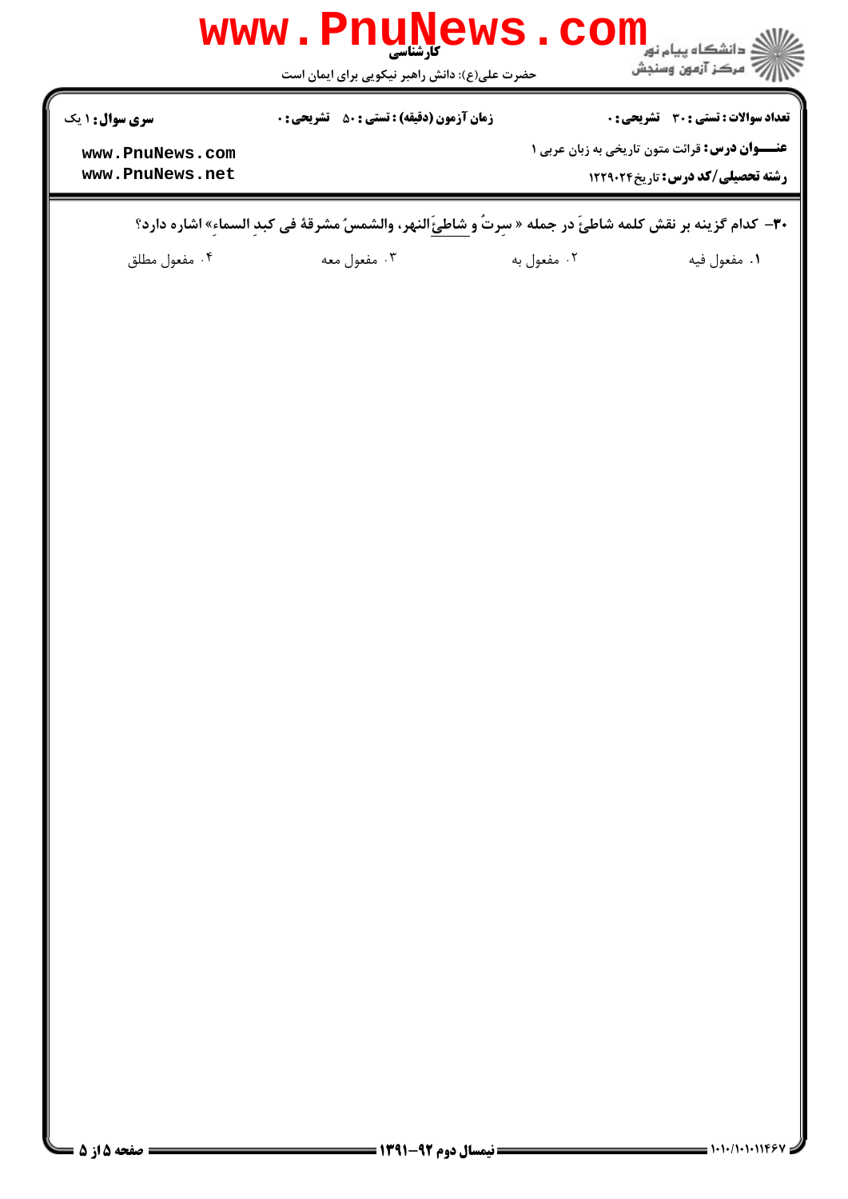**۳۰- کدام گزینه بر نقش کلمه شاطئَ در جمله « سِرتُ و شاطئَ النهر، والشمسُ مشرقةٌ فی کبدِ السماءِ» اشاره دارد؟**

۱. مفعول فیه

۲. مفعول به

۳. مفعول معه

۴. مفعول مطلق